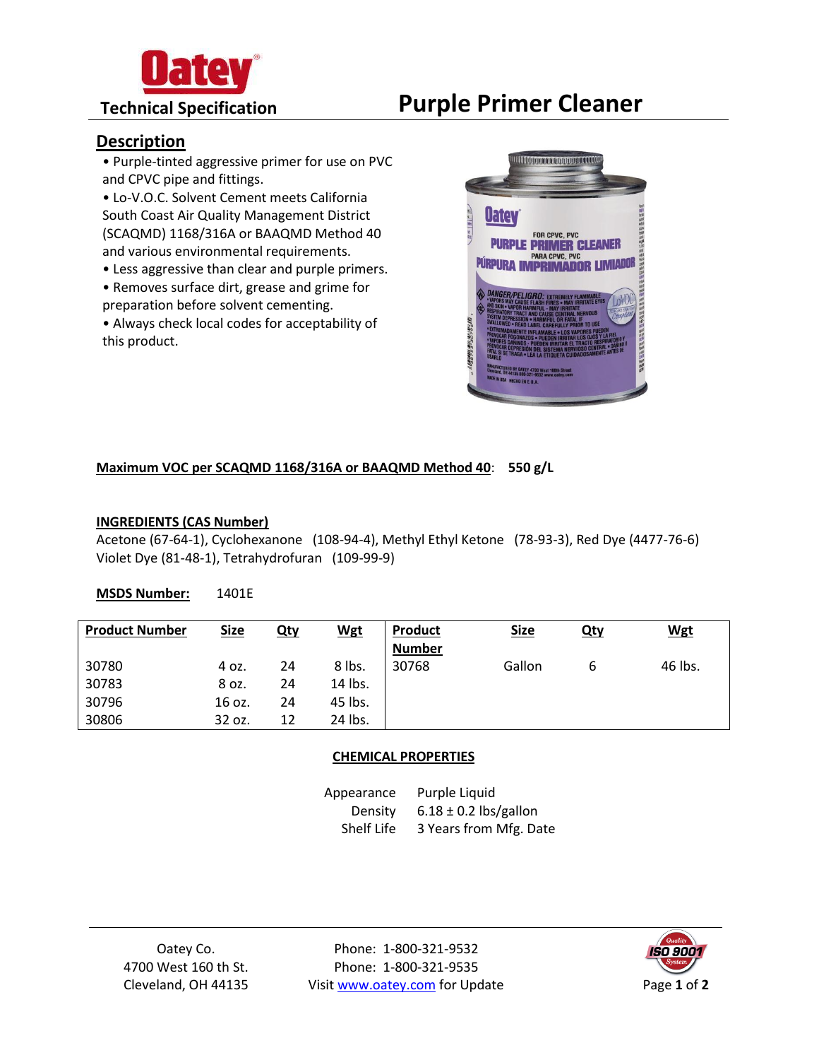Oatey

Technical Specification

# Purple Primer Cleaner

## Description

- Purple-tinted aggressive primer for use on PVC and CPVC pipe and fittings.
- Lo-V.O.C. Solvent Cement meets California South Coast Air Quality Management District (SCAQMD) 1168/316A or BAAQMD Method 40 and various environmental requirements.
- Less aggressive than clear and purple primers.
- Removes surface dirt, grease and grime for preparation before solvent cementing.
- Always check local codes for acceptability of this product.

**Maximum VOC per SCAQMD 1168/316A or BAAQMD Method 40**: **550 g/L**

**INGREDIENTS (CAS Number)**

Acetone (67-64-1), Cyclohexanone (108-94-4), Methyl Ethyl Ketone (78-93-3), Red Dye (4477-76-6) Violet Dye (81-48-1), Tetrahydrofuran (109-99-9)

**MSDS Number:** 1401E

| Product Number | Size | Qty | Wgt | Product Number | Size | Qty | Wgt |
|---|---|---|---|---|---|---|---|
| 30780 | 4 oz. | 24 | 8 lbs. | 30768 | Gallon | 6 | 46 lbs. |
| 30783 | 8 oz. | 24 | 14 lbs. | | | | |
| 30796 | 16 oz. | 24 | 45 lbs. | | | | |
| 30806 | 32 oz. | 12 | 24 lbs. | | | | |

**CHEMICAL PROPERTIES**

| | |
|---|---|
| Appearance | Purple Liquid |
| Density | 6.18 ± 0.2 lbs/gallon |
| Shelf Life | 3 Years from Mfg. Date |

Oatey Co.
4700 West 160 th St.
Cleveland, OH 44135

Phone: 1-800-321-9532
Phone: 1-800-321-9535
Visit www.oatey.com for Update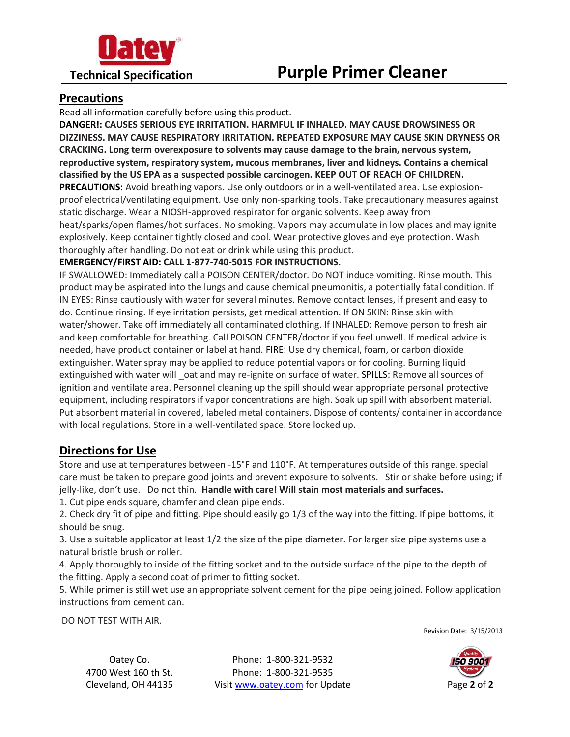**Technical Specification** **Purple Primer Cleaner**

## Precautions

Read all information carefully before using this product.

**DANGER!: CAUSES SERIOUS EYE IRRITATION. HARMFUL IF INHALED. MAY CAUSE DROWSINESS OR DIZZINESS. MAY CAUSE RESPIRATORY IRRITATION. REPEATED EXPOSURE MAY CAUSE SKIN DRYNESS OR CRACKING. Long term overexposure to solvents may cause damage to the brain, nervous system, reproductive system, respiratory system, mucous membranes, liver and kidneys. Contains a chemical classified by the US EPA as a suspected possible carcinogen. KEEP OUT OF REACH OF CHILDREN.**

**PRECAUTIONS:** Avoid breathing vapors. Use only outdoors or in a well-ventilated area. Use explosion-proof electrical/ventilating equipment. Use only non-sparking tools. Take precautionary measures against static discharge. Wear a NIOSH-approved respirator for organic solvents. Keep away from heat/sparks/open flames/hot surfaces. No smoking. Vapors may accumulate in low places and may ignite explosively. Keep container tightly closed and cool. Wear protective gloves and eye protection. Wash thoroughly after handling. Do not eat or drink while using this product.

**EMERGENCY/FIRST AID: CALL 1-877-740-5015 FOR INSTRUCTIONS.**

IF SWALLOWED: Immediately call a POISON CENTER/doctor. Do NOT induce vomiting. Rinse mouth. This product may be aspirated into the lungs and cause chemical pneumonitis, a potentially fatal condition. If IN EYES: Rinse cautiously with water for several minutes. Remove contact lenses, if present and easy to do. Continue rinsing. If eye irritation persists, get medical attention. If ON SKIN: Rinse skin with water/shower. Take off immediately all contaminated clothing. If INHALED: Remove person to fresh air and keep comfortable for breathing. Call POISON CENTER/doctor if you feel unwell. If medical advice is needed, have product container or label at hand. FIRE: Use dry chemical, foam, or carbon dioxide extinguisher. Water spray may be applied to reduce potential vapors or for cooling. Burning liquid extinguished with water will _oat and may re-ignite on surface of water. SPILLS: Remove all sources of ignition and ventilate area. Personnel cleaning up the spill should wear appropriate personal protective equipment, including respirators if vapor concentrations are high. Soak up spill with absorbent material. Put absorbent material in covered, labeled metal containers. Dispose of contents/ container in accordance with local regulations. Store in a well-ventilated space. Store locked up.

## Directions for Use

Store and use at temperatures between -15°F and 110°F. At temperatures outside of this range, special care must be taken to prepare good joints and prevent exposure to solvents. Stir or shake before using; if jelly-like, don't use. Do not thin. **Handle with care! Will stain most materials and surfaces.**

1. Cut pipe ends square, chamfer and clean pipe ends.
2. Check dry fit of pipe and fitting. Pipe should easily go 1/3 of the way into the fitting. If pipe bottoms, it should be snug.
3. Use a suitable applicator at least 1/2 the size of the pipe diameter. For larger size pipe systems use a natural bristle brush or roller.
4. Apply thoroughly to inside of the fitting socket and to the outside surface of the pipe to the depth of the fitting. Apply a second coat of primer to fitting socket.
5. While primer is still wet use an appropriate solvent cement for the pipe being joined. Follow application instructions from cement can.

DO NOT TEST WITH AIR.

Revision Date: 3/15/2013

Oatey Co.
4700 West 160 th St.
Cleveland, OH 44135

Phone: 1-800-321-9532
Phone: 1-800-321-9535
Visit www.oatey.com for Update